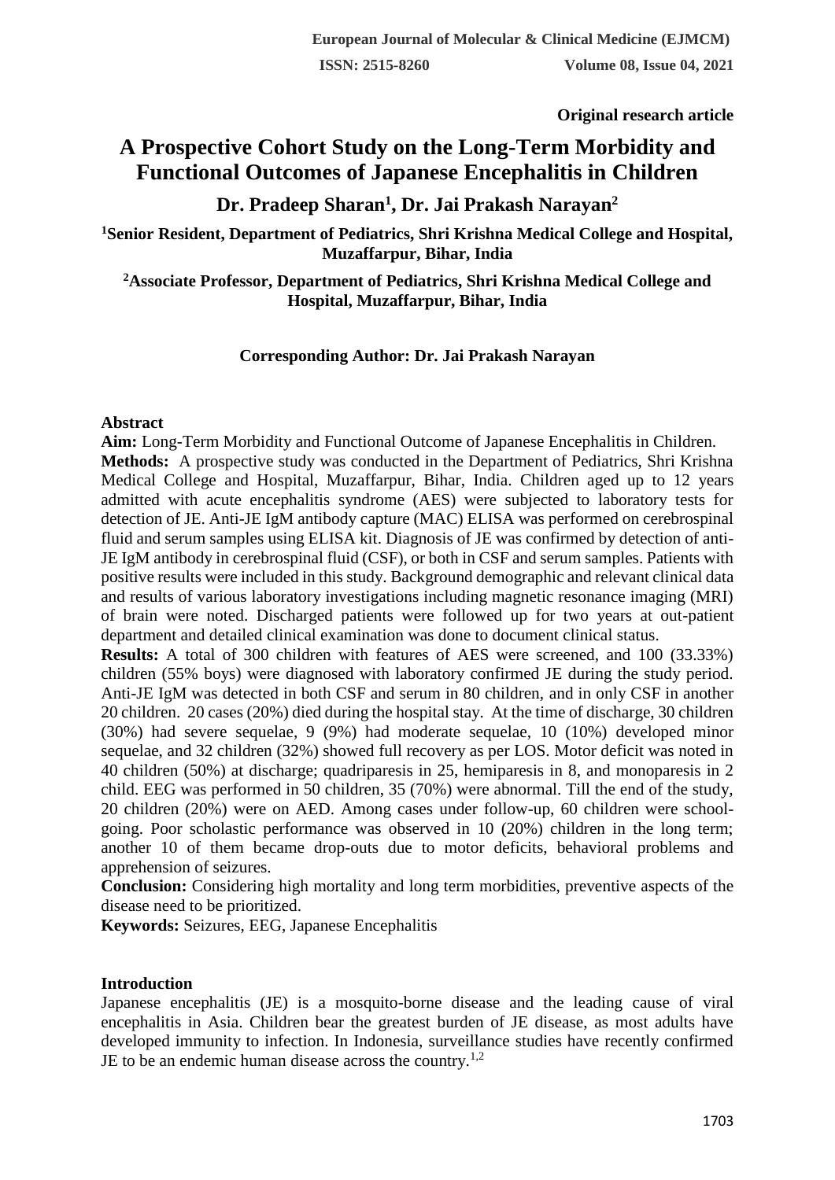**Original research article**

# A Prospective Cohort Study on the Long-Term Morbidity and Functional Outcomes of Japanese Encephalitis in Children

## Dr. Pradeep Sharan[1], Dr. Jai Prakash Narayan[2]

**[1]Senior Resident, Department of Pediatrics, Shri Krishna Medical College and Hospital, Muzaffarpur, Bihar, India**

**[2]Associate Professor, Department of Pediatrics, Shri Krishna Medical College and Hospital, Muzaffarpur, Bihar, India**

**Corresponding Author: Dr. Jai Prakash Narayan**

### Abstract

**Aim:** Long-Term Morbidity and Functional Outcome of Japanese Encephalitis in Children.

**Methods:** A prospective study was conducted in the Department of Pediatrics, Shri Krishna Medical College and Hospital, Muzaffarpur, Bihar, India. Children aged up to 12 years admitted with acute encephalitis syndrome (AES) were subjected to laboratory tests for detection of JE. Anti-JE IgM antibody capture (MAC) ELISA was performed on cerebrospinal fluid and serum samples using ELISA kit. Diagnosis of JE was confirmed by detection of anti-JE IgM antibody in cerebrospinal fluid (CSF), or both in CSF and serum samples. Patients with positive results were included in this study. Background demographic and relevant clinical data and results of various laboratory investigations including magnetic resonance imaging (MRI) of brain were noted. Discharged patients were followed up for two years at out-patient department and detailed clinical examination was done to document clinical status.

**Results:** A total of 300 children with features of AES were screened, and 100 (33.33%) children (55% boys) were diagnosed with laboratory confirmed JE during the study period. Anti-JE IgM was detected in both CSF and serum in 80 children, and in only CSF in another 20 children. 20 cases (20%) died during the hospital stay. At the time of discharge, 30 children (30%) had severe sequelae, 9 (9%) had moderate sequelae, 10 (10%) developed minor sequelae, and 32 children (32%) showed full recovery as per LOS. Motor deficit was noted in 40 children (50%) at discharge; quadriparesis in 25, hemiparesis in 8, and monoparesis in 2 child. EEG was performed in 50 children, 35 (70%) were abnormal. Till the end of the study, 20 children (20%) were on AED. Among cases under follow-up, 60 children were school-going. Poor scholastic performance was observed in 10 (20%) children in the long term; another 10 of them became drop-outs due to motor deficits, behavioral problems and apprehension of seizures.

**Conclusion:** Considering high mortality and long term morbidities, preventive aspects of the disease need to be prioritized.

**Keywords:** Seizures, EEG, Japanese Encephalitis

### Introduction

Japanese encephalitis (JE) is a mosquito-borne disease and the leading cause of viral encephalitis in Asia. Children bear the greatest burden of JE disease, as most adults have developed immunity to infection. In Indonesia, surveillance studies have recently confirmed JE to be an endemic human disease across the country.[1,2]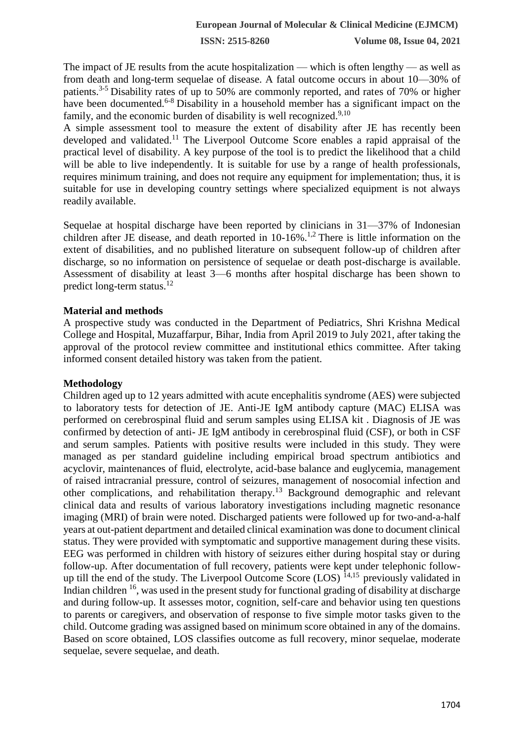The impact of JE results from the acute hospitalization — which is often lengthy — as well as from death and long-term sequelae of disease. A fatal outcome occurs in about 10—30% of patients.[3-5] Disability rates of up to 50% are commonly reported, and rates of 70% or higher have been documented.[6-8] Disability in a household member has a significant impact on the family, and the economic burden of disability is well recognized.[9,10]

A simple assessment tool to measure the extent of disability after JE has recently been developed and validated.[11] The Liverpool Outcome Score enables a rapid appraisal of the practical level of disability. A key purpose of the tool is to predict the likelihood that a child will be able to live independently. It is suitable for use by a range of health professionals, requires minimum training, and does not require any equipment for implementation; thus, it is suitable for use in developing country settings where specialized equipment is not always readily available.

Sequelae at hospital discharge have been reported by clinicians in 31—37% of Indonesian children after JE disease, and death reported in 10-16%.[1,2] There is little information on the extent of disabilities, and no published literature on subsequent follow-up of children after discharge, so no information on persistence of sequelae or death post-discharge is available. Assessment of disability at least 3—6 months after hospital discharge has been shown to predict long-term status.[12]

## Material and methods

A prospective study was conducted in the Department of Pediatrics, Shri Krishna Medical College and Hospital, Muzaffarpur, Bihar, India from April 2019 to July 2021, after taking the approval of the protocol review committee and institutional ethics committee. After taking informed consent detailed history was taken from the patient.

## Methodology

Children aged up to 12 years admitted with acute encephalitis syndrome (AES) were subjected to laboratory tests for detection of JE. Anti-JE IgM antibody capture (MAC) ELISA was performed on cerebrospinal fluid and serum samples using ELISA kit . Diagnosis of JE was confirmed by detection of anti- JE IgM antibody in cerebrospinal fluid (CSF), or both in CSF and serum samples. Patients with positive results were included in this study. They were managed as per standard guideline including empirical broad spectrum antibiotics and acyclovir, maintenances of fluid, electrolyte, acid-base balance and euglycemia, management of raised intracranial pressure, control of seizures, management of nosocomial infection and other complications, and rehabilitation therapy.[13] Background demographic and relevant clinical data and results of various laboratory investigations including magnetic resonance imaging (MRI) of brain were noted. Discharged patients were followed up for two-and-a-half years at out-patient department and detailed clinical examination was done to document clinical status. They were provided with symptomatic and supportive management during these visits. EEG was performed in children with history of seizures either during hospital stay or during follow-up. After documentation of full recovery, patients were kept under telephonic follow-up till the end of the study. The Liverpool Outcome Score (LOS) [14,15] previously validated in Indian children [16], was used in the present study for functional grading of disability at discharge and during follow-up. It assesses motor, cognition, self-care and behavior using ten questions to parents or caregivers, and observation of response to five simple motor tasks given to the child. Outcome grading was assigned based on minimum score obtained in any of the domains. Based on score obtained, LOS classifies outcome as full recovery, minor sequelae, moderate sequelae, severe sequelae, and death.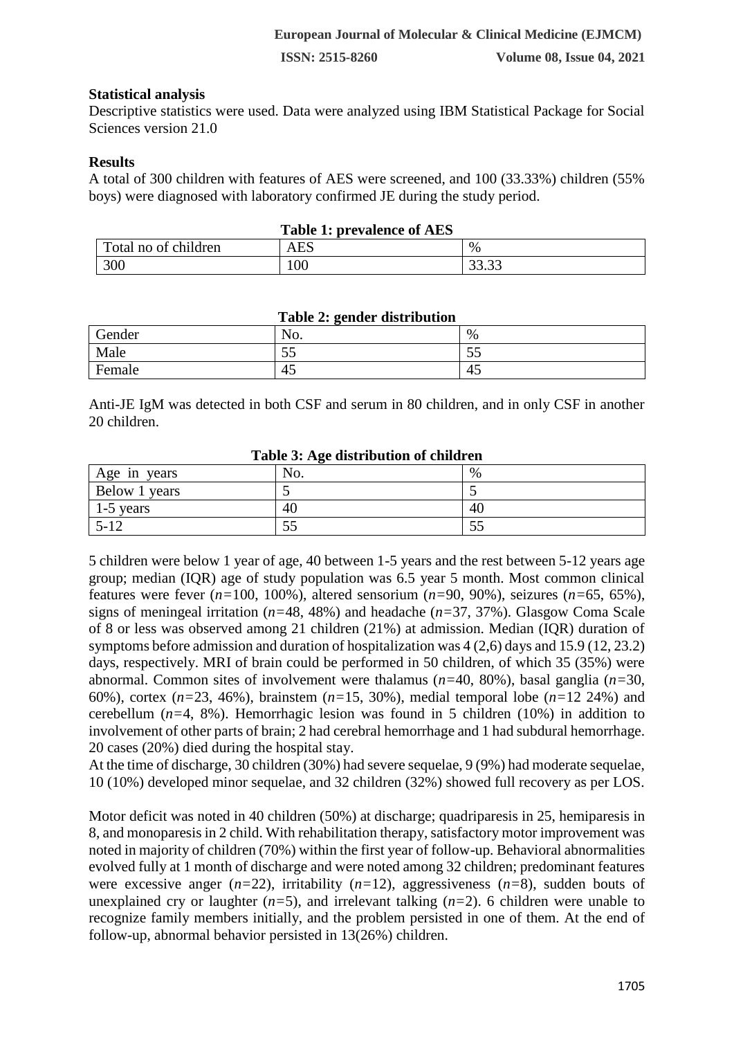**Statistical analysis**

Descriptive statistics were used. Data were analyzed using IBM Statistical Package for Social Sciences version 21.0

**Results**

A total of 300 children with features of AES were screened, and 100 (33.33%) children (55% boys) were diagnosed with laboratory confirmed JE during the study period.

**Table 1: prevalence of AES**

| Total no of children | AES | % |
|---|---|---|
| 300 | 100 | 33.33 |

**Table 2: gender distribution**

| Gender | No. | % |
|---|---|---|
| Male | 55 | 55 |
| Female | 45 | 45 |

Anti-JE IgM was detected in both CSF and serum in 80 children, and in only CSF in another 20 children.

**Table 3: Age distribution of children**

| Age in years | No. | % |
|---|---|---|
| Below 1 years | 5 | 5 |
| 1-5 years | 40 | 40 |
| 5-12 | 55 | 55 |

5 children were below 1 year of age, 40 between 1-5 years and the rest between 5-12 years age group; median (IQR) age of study population was 6.5 year 5 month. Most common clinical features were fever (*n*=100, 100%), altered sensorium (*n*=90, 90%), seizures (*n*=65, 65%), signs of meningeal irritation (*n*=48, 48%) and headache (*n*=37, 37%). Glasgow Coma Scale of 8 or less was observed among 21 children (21%) at admission. Median (IQR) duration of symptoms before admission and duration of hospitalization was 4 (2,6) days and 15.9 (12, 23.2) days, respectively. MRI of brain could be performed in 50 children, of which 35 (35%) were abnormal. Common sites of involvement were thalamus (*n*=40, 80%), basal ganglia (*n*=30, 60%), cortex (*n*=23, 46%), brainstem (*n*=15, 30%), medial temporal lobe (*n*=12 24%) and cerebellum (*n*=4, 8%). Hemorrhagic lesion was found in 5 children (10%) in addition to involvement of other parts of brain; 2 had cerebral hemorrhage and 1 had subdural hemorrhage. 20 cases (20%) died during the hospital stay.

At the time of discharge, 30 children (30%) had severe sequelae, 9 (9%) had moderate sequelae, 10 (10%) developed minor sequelae, and 32 children (32%) showed full recovery as per LOS.

Motor deficit was noted in 40 children (50%) at discharge; quadriparesis in 25, hemiparesis in 8, and monoparesis in 2 child. With rehabilitation therapy, satisfactory motor improvement was noted in majority of children (70%) within the first year of follow-up. Behavioral abnormalities evolved fully at 1 month of discharge and were noted among 32 children; predominant features were excessive anger (*n*=22), irritability (*n*=12), aggressiveness (*n*=8), sudden bouts of unexplained cry or laughter (*n*=5), and irrelevant talking (*n*=2). 6 children were unable to recognize family members initially, and the problem persisted in one of them. At the end of follow-up, abnormal behavior persisted in 13(26%) children.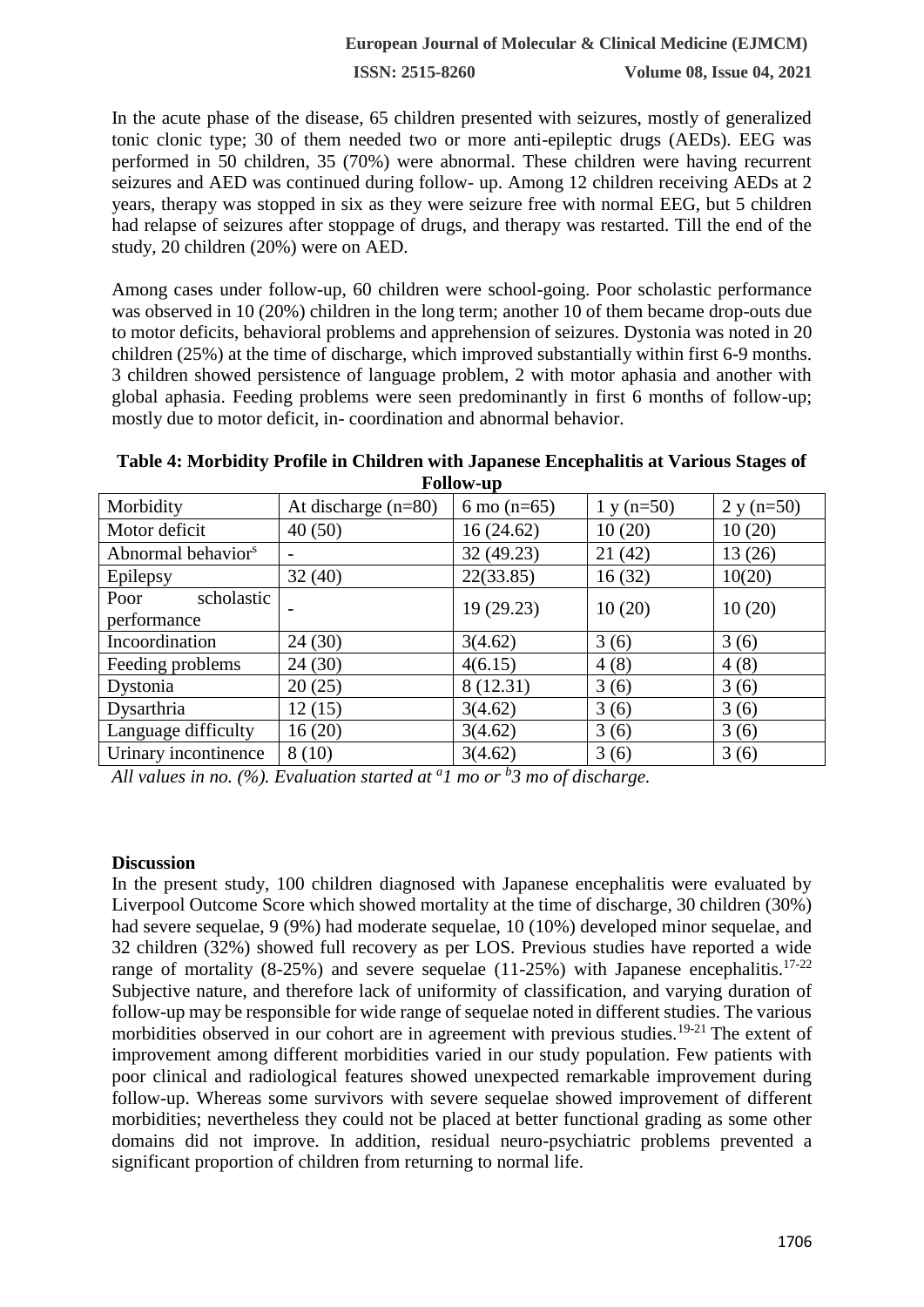In the acute phase of the disease, 65 children presented with seizures, mostly of generalized tonic clonic type; 30 of them needed two or more anti-epileptic drugs (AEDs). EEG was performed in 50 children, 35 (70%) were abnormal. These children were having recurrent seizures and AED was continued during follow- up. Among 12 children receiving AEDs at 2 years, therapy was stopped in six as they were seizure free with normal EEG, but 5 children had relapse of seizures after stoppage of drugs, and therapy was restarted. Till the end of the study, 20 children (20%) were on AED.

Among cases under follow-up, 60 children were school-going. Poor scholastic performance was observed in 10 (20%) children in the long term; another 10 of them became drop-outs due to motor deficits, behavioral problems and apprehension of seizures. Dystonia was noted in 20 children (25%) at the time of discharge, which improved substantially within first 6-9 months. 3 children showed persistence of language problem, 2 with motor aphasia and another with global aphasia. Feeding problems were seen predominantly in first 6 months of follow-up; mostly due to motor deficit, in- coordination and abnormal behavior.

**Table 4: Morbidity Profile in Children with Japanese Encephalitis at Various Stages of Follow-up**

| Morbidity | At discharge (n=80) | 6 mo (n=65) | 1 y (n=50) | 2 y (n=50) |
|---|---|---|---|---|
| Motor deficit | 40 (50) | 16 (24.62) | 10 (20) | 10 (20) |
| Abnormal behavior[s] | - | 32 (49.23) | 21 (42) | 13 (26) |
| Epilepsy | 32 (40) | 22(33.85) | 16 (32) | 10(20) |
| Poor scholastic performance | - | 19 (29.23) | 10 (20) | 10 (20) |
| Incoordination | 24 (30) | 3(4.62) | 3 (6) | 3 (6) |
| Feeding problems | 24 (30) | 4(6.15) | 4 (8) | 4 (8) |
| Dystonia | 20 (25) | 8 (12.31) | 3 (6) | 3 (6) |
| Dysarthria | 12 (15) | 3(4.62) | 3 (6) | 3 (6) |
| Language difficulty | 16 (20) | 3(4.62) | 3 (6) | 3 (6) |
| Urinary incontinence | 8 (10) | 3(4.62) | 3 (6) | 3 (6) |

*All values in no. (%). Evaluation started at [a]1 mo or [b]3 mo of discharge.*

**Discussion**

In the present study, 100 children diagnosed with Japanese encephalitis were evaluated by Liverpool Outcome Score which showed mortality at the time of discharge, 30 children (30%) had severe sequelae, 9 (9%) had moderate sequelae, 10 (10%) developed minor sequelae, and 32 children (32%) showed full recovery as per LOS. Previous studies have reported a wide range of mortality (8-25%) and severe sequelae (11-25%) with Japanese encephalitis.[17-22] Subjective nature, and therefore lack of uniformity of classification, and varying duration of follow-up may be responsible for wide range of sequelae noted in different studies. The various morbidities observed in our cohort are in agreement with previous studies.[19-21] The extent of improvement among different morbidities varied in our study population. Few patients with poor clinical and radiological features showed unexpected remarkable improvement during follow-up. Whereas some survivors with severe sequelae showed improvement of different morbidities; nevertheless they could not be placed at better functional grading as some other domains did not improve. In addition, residual neuro-psychiatric problems prevented a significant proportion of children from returning to normal life.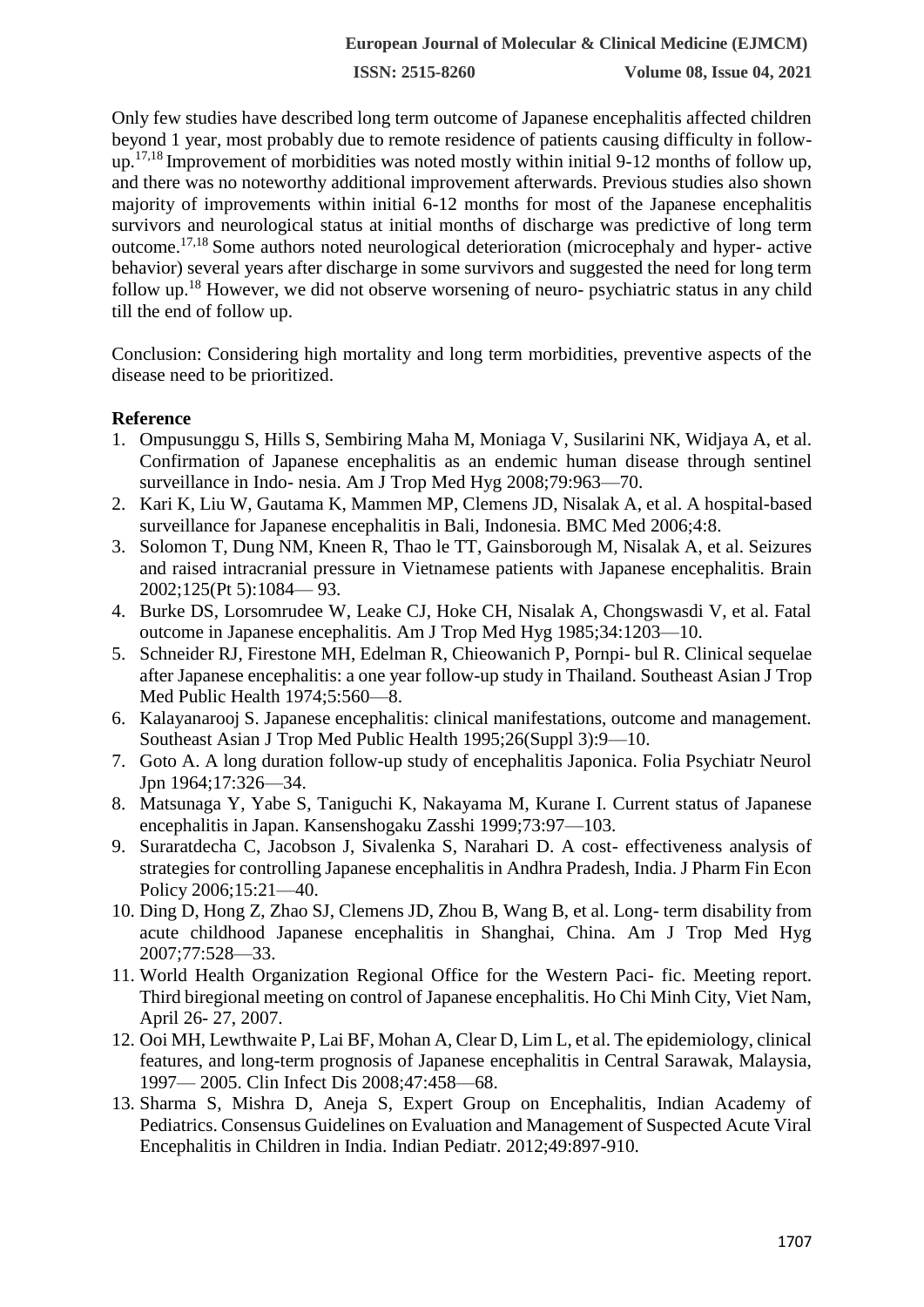Only few studies have described long term outcome of Japanese encephalitis affected children beyond 1 year, most probably due to remote residence of patients causing difficulty in follow-up.[17,18] Improvement of morbidities was noted mostly within initial 9-12 months of follow up, and there was no noteworthy additional improvement afterwards. Previous studies also shown majority of improvements within initial 6-12 months for most of the Japanese encephalitis survivors and neurological status at initial months of discharge was predictive of long term outcome.[17,18] Some authors noted neurological deterioration (microcephaly and hyper- active behavior) several years after discharge in some survivors and suggested the need for long term follow up.[18] However, we did not observe worsening of neuro- psychiatric status in any child till the end of follow up.

Conclusion: Considering high mortality and long term morbidities, preventive aspects of the disease need to be prioritized.

## Reference

1. Ompusunggu S, Hills S, Sembiring Maha M, Moniaga V, Susilarini NK, Widjaya A, et al. Confirmation of Japanese encephalitis as an endemic human disease through sentinel surveillance in Indo- nesia. Am J Trop Med Hyg 2008;79:963—70.
2. Kari K, Liu W, Gautama K, Mammen MP, Clemens JD, Nisalak A, et al. A hospital-based surveillance for Japanese encephalitis in Bali, Indonesia. BMC Med 2006;4:8.
3. Solomon T, Dung NM, Kneen R, Thao le TT, Gainsborough M, Nisalak A, et al. Seizures and raised intracranial pressure in Vietnamese patients with Japanese encephalitis. Brain 2002;125(Pt 5):1084— 93.
4. Burke DS, Lorsomrudee W, Leake CJ, Hoke CH, Nisalak A, Chongswasdi V, et al. Fatal outcome in Japanese encephalitis. Am J Trop Med Hyg 1985;34:1203—10.
5. Schneider RJ, Firestone MH, Edelman R, Chieowanich P, Pornpi- bul R. Clinical sequelae after Japanese encephalitis: a one year follow-up study in Thailand. Southeast Asian J Trop Med Public Health 1974;5:560—8.
6. Kalayanarooj S. Japanese encephalitis: clinical manifestations, outcome and management. Southeast Asian J Trop Med Public Health 1995;26(Suppl 3):9—10.
7. Goto A. A long duration follow-up study of encephalitis Japonica. Folia Psychiatr Neurol Jpn 1964;17:326—34.
8. Matsunaga Y, Yabe S, Taniguchi K, Nakayama M, Kurane I. Current status of Japanese encephalitis in Japan. Kansenshogaku Zasshi 1999;73:97—103.
9. Suraratdecha C, Jacobson J, Sivalenka S, Narahari D. A cost- effectiveness analysis of strategies for controlling Japanese encephalitis in Andhra Pradesh, India. J Pharm Fin Econ Policy 2006;15:21—40.
10. Ding D, Hong Z, Zhao SJ, Clemens JD, Zhou B, Wang B, et al. Long- term disability from acute childhood Japanese encephalitis in Shanghai, China. Am J Trop Med Hyg 2007;77:528—33.
11. World Health Organization Regional Office for the Western Paci- fic. Meeting report. Third biregional meeting on control of Japanese encephalitis. Ho Chi Minh City, Viet Nam, April 26- 27, 2007.
12. Ooi MH, Lewthwaite P, Lai BF, Mohan A, Clear D, Lim L, et al. The epidemiology, clinical features, and long-term prognosis of Japanese encephalitis in Central Sarawak, Malaysia, 1997— 2005. Clin Infect Dis 2008;47:458—68.
13. Sharma S, Mishra D, Aneja S, Expert Group on Encephalitis, Indian Academy of Pediatrics. Consensus Guidelines on Evaluation and Management of Suspected Acute Viral Encephalitis in Children in India. Indian Pediatr. 2012;49:897-910.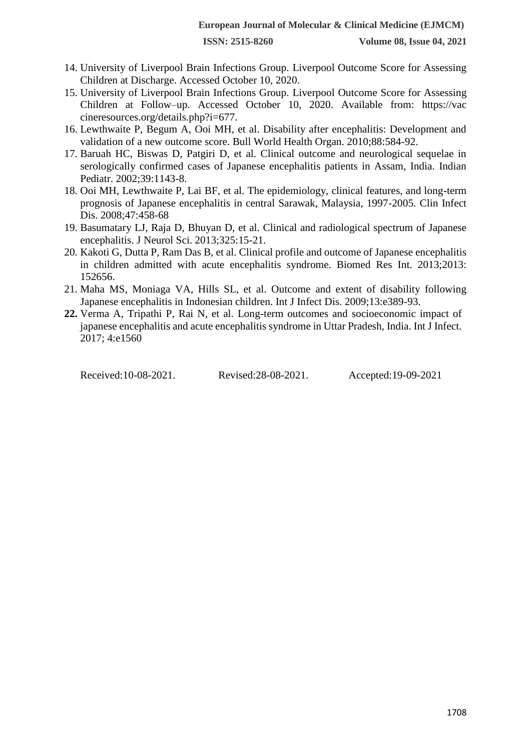14. University of Liverpool Brain Infections Group. Liverpool Outcome Score for Assessing Children at Discharge. Accessed October 10, 2020.
15. University of Liverpool Brain Infections Group. Liverpool Outcome Score for Assessing Children at Follow–up. Accessed October 10, 2020. Available from: https://vaccineresources.org/details.php?i=677.
16. Lewthwaite P, Begum A, Ooi MH, et al. Disability after encephalitis: Development and validation of a new outcome score. Bull World Health Organ. 2010;88:584-92.
17. Baruah HC, Biswas D, Patgiri D, et al. Clinical outcome and neurological sequelae in serologically confirmed cases of Japanese encephalitis patients in Assam, India. Indian Pediatr. 2002;39:1143-8.
18. Ooi MH, Lewthwaite P, Lai BF, et al. The epidemiology, clinical features, and long-term prognosis of Japanese encephalitis in central Sarawak, Malaysia, 1997-2005. Clin Infect Dis. 2008;47:458-68
19. Basumatary LJ, Raja D, Bhuyan D, et al. Clinical and radiological spectrum of Japanese encephalitis. J Neurol Sci. 2013;325:15-21.
20. Kakoti G, Dutta P, Ram Das B, et al. Clinical profile and outcome of Japanese encephalitis in children admitted with acute encephalitis syndrome. Biomed Res Int. 2013;2013: 152656.
21. Maha MS, Moniaga VA, Hills SL, et al. Outcome and extent of disability following Japanese encephalitis in Indonesian children. Int J Infect Dis. 2009;13:e389-93.
22. Verma A, Tripathi P, Rai N, et al. Long-term outcomes and socioeconomic impact of japanese encephalitis and acute encephalitis syndrome in Uttar Pradesh, India. Int J Infect. 2017; 4:e1560

Received:10-08-2021. Revised:28-08-2021. Accepted:19-09-2021